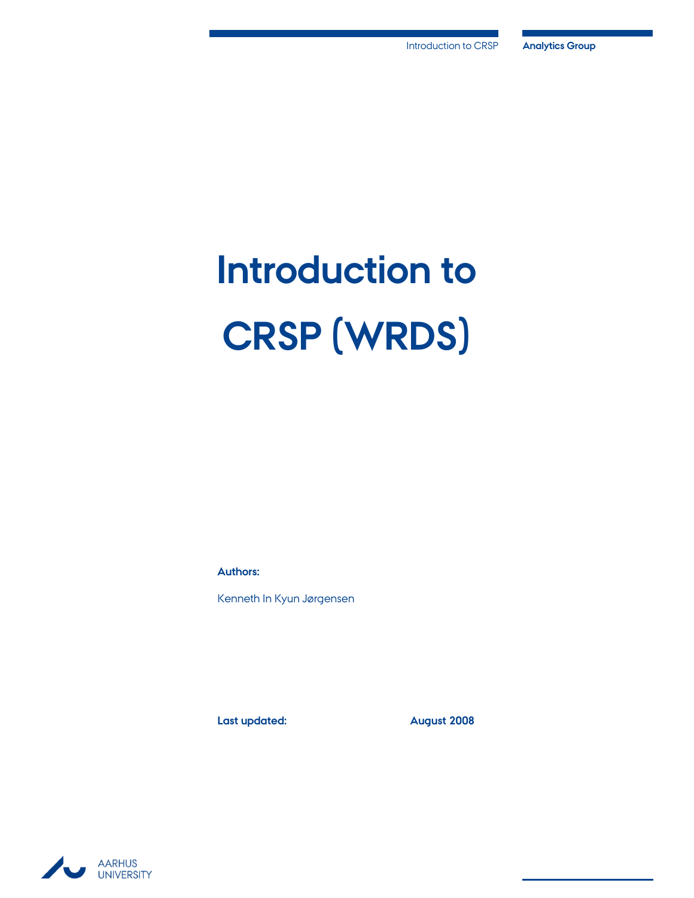# Introduction to CRSP (WRDS)

**Authors:**

Kenneth In Kyun Jørgensen

**Last updated:** **August 2008**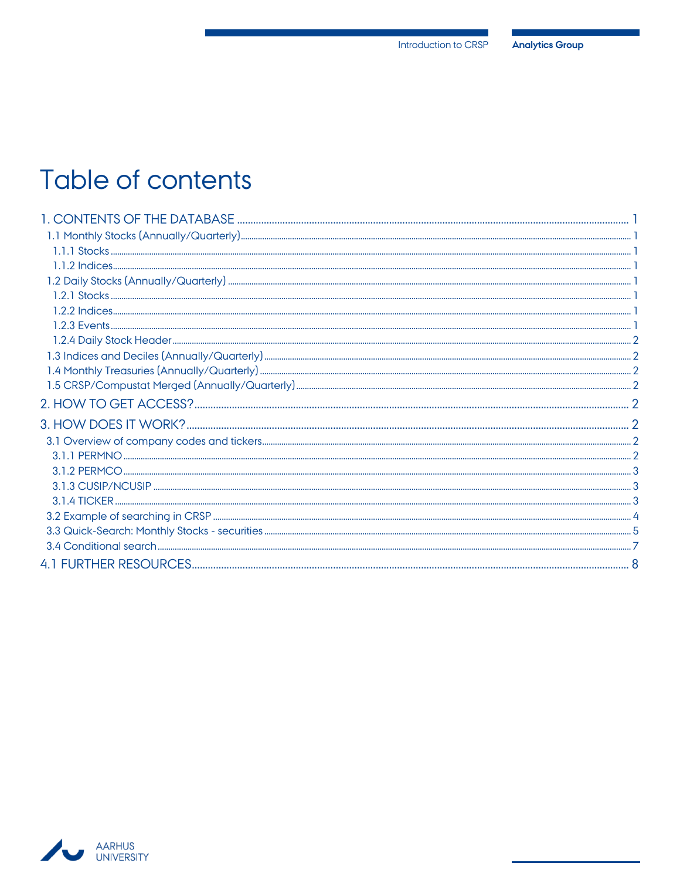# Table of contents

1. CONTENTS OF THE DATABASE ........ 1
   - 1.1 Monthly Stocks (Annually/Quarterly) ........ 1
     - 1.1.1 Stocks ........ 1
     - 1.1.2 Indices ........ 1
   - 1.2 Daily Stocks (Annually/Quarterly) ........ 1
     - 1.2.1 Stocks ........ 1
     - 1.2.2 Indices ........ 1
     - 1.2.3 Events ........ 1
     - 1.2.4 Daily Stock Header ........ 2
   - 1.3 Indices and Deciles (Annually/Quarterly) ........ 2
   - 1.4 Monthly Treasuries (Annually/Quarterly) ........ 2
   - 1.5 CRSP/Compustat Merged (Annually/Quarterly) ........ 2
2. HOW TO GET ACCESS? ........ 2
3. HOW DOES IT WORK? ........ 2
   - 3.1 Overview of company codes and tickers ........ 2
     - 3.1.1 PERMNO ........ 2
     - 3.1.2 PERMCO ........ 3
     - 3.1.3 CUSIP/NCUSIP ........ 3
     - 3.1.4 TICKER ........ 3
   - 3.2 Example of searching in CRSP ........ 4
   - 3.3 Quick-Search: Monthly Stocks - securities ........ 5
   - 3.4 Conditional search ........ 7

4.1 FURTHER RESOURCES ........ 8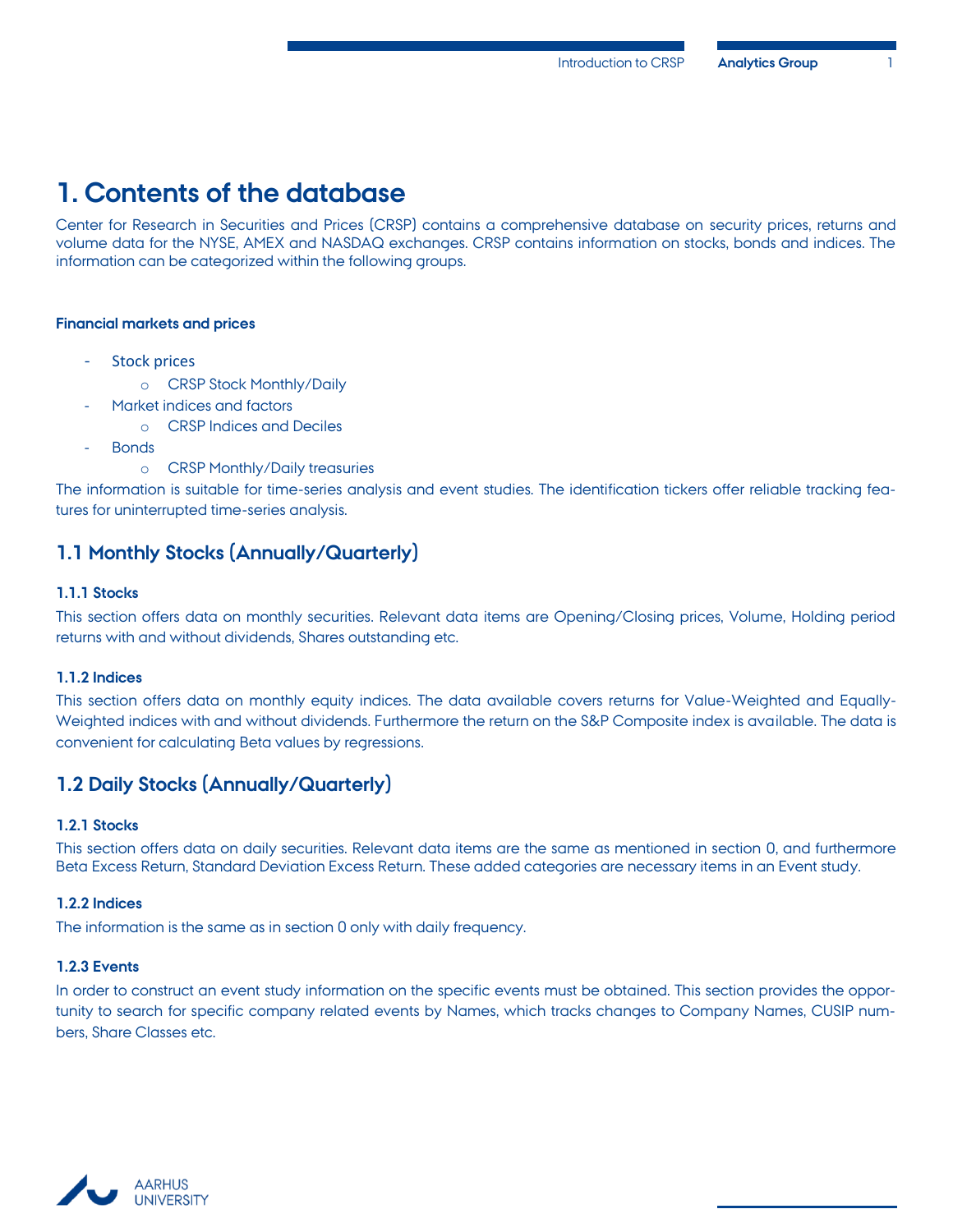# 1. Contents of the database

Center for Research in Securities and Prices (CRSP) contains a comprehensive database on security prices, returns and volume data for the NYSE, AMEX and NASDAQ exchanges. CRSP contains information on stocks, bonds and indices. The information can be categorized within the following groups.

**Financial markets and prices**

- Stock prices
  - CRSP Stock Monthly/Daily
- Market indices and factors
  - CRSP Indices and Deciles
- Bonds
  - CRSP Monthly/Daily treasuries

The information is suitable for time-series analysis and event studies. The identification tickers offer reliable tracking features for uninterrupted time-series analysis.

## 1.1 Monthly Stocks (Annually/Quarterly)

### 1.1.1 Stocks

This section offers data on monthly securities. Relevant data items are Opening/Closing prices, Volume, Holding period returns with and without dividends, Shares outstanding etc.

### 1.1.2 Indices

This section offers data on monthly equity indices. The data available covers returns for Value-Weighted and Equally-Weighted indices with and without dividends. Furthermore the return on the S&P Composite index is available. The data is convenient for calculating Beta values by regressions.

## 1.2 Daily Stocks (Annually/Quarterly)

### 1.2.1 Stocks

This section offers data on daily securities. Relevant data items are the same as mentioned in section 0, and furthermore Beta Excess Return, Standard Deviation Excess Return. These added categories are necessary items in an Event study.

### 1.2.2 Indices

The information is the same as in section 0 only with daily frequency.

### 1.2.3 Events

In order to construct an event study information on the specific events must be obtained. This section provides the opportunity to search for specific company related events by Names, which tracks changes to Company Names, CUSIP numbers, Share Classes etc.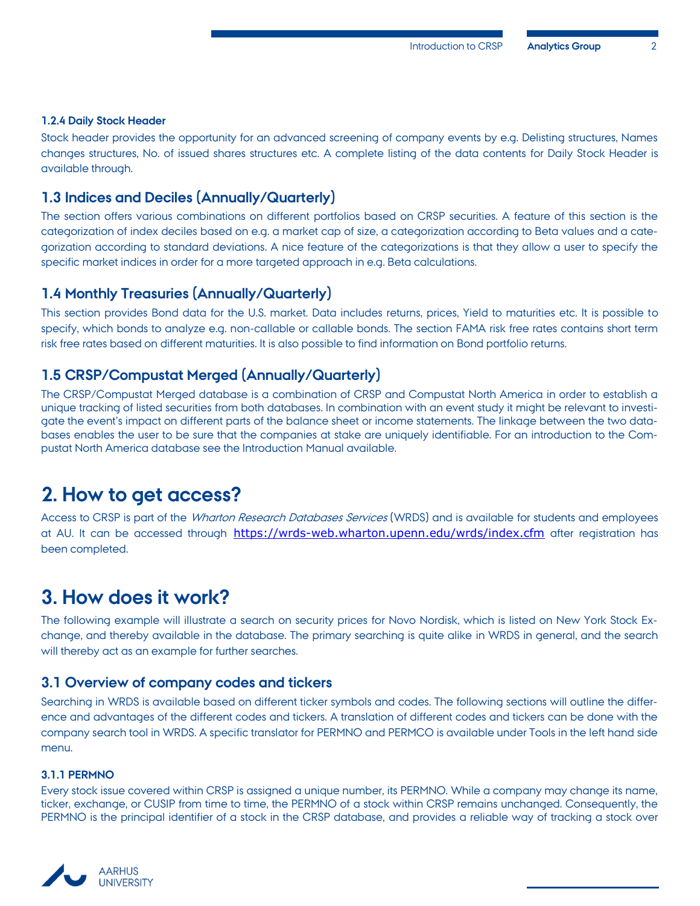#### 1.2.4 Daily Stock Header

Stock header provides the opportunity for an advanced screening of company events by e.g. Delisting structures, Names changes structures, No. of issued shares structures etc. A complete listing of the data contents for Daily Stock Header is available through.

## 1.3 Indices and Deciles (Annually/Quarterly)

The section offers various combinations on different portfolios based on CRSP securities. A feature of this section is the categorization of index deciles based on e.g. a market cap of size, a categorization according to Beta values and a categorization according to standard deviations. A nice feature of the categorizations is that they allow a user to specify the specific market indices in order for a more targeted approach in e.g. Beta calculations.

## 1.4 Monthly Treasuries (Annually/Quarterly)

This section provides Bond data for the U.S. market. Data includes returns, prices, Yield to maturities etc. It is possible to specify, which bonds to analyze e.g. non-callable or callable bonds. The section FAMA risk free rates contains short term risk free rates based on different maturities. It is also possible to find information on Bond portfolio returns.

## 1.5 CRSP/Compustat Merged (Annually/Quarterly)

The CRSP/Compustat Merged database is a combination of CRSP and Compustat North America in order to establish a unique tracking of listed securities from both databases. In combination with an event study it might be relevant to investigate the event's impact on different parts of the balance sheet or income statements. The linkage between the two databases enables the user to be sure that the companies at stake are uniquely identifiable. For an introduction to the Compustat North America database see the Introduction Manual available.

# 2. How to get access?

Access to CRSP is part of the *Wharton Research Databases Services* (WRDS) and is available for students and employees at AU. It can be accessed through https://wrds-web.wharton.upenn.edu/wrds/index.cfm after registration has been completed.

# 3. How does it work?

The following example will illustrate a search on security prices for Novo Nordisk, which is listed on New York Stock Exchange, and thereby available in the database. The primary searching is quite alike in WRDS in general, and the search will thereby act as an example for further searches.

## 3.1 Overview of company codes and tickers

Searching in WRDS is available based on different ticker symbols and codes. The following sections will outline the difference and advantages of the different codes and tickers. A translation of different codes and tickers can be done with the company search tool in WRDS. A specific translator for PERMNO and PERMCO is available under Tools in the left hand side menu.

#### 3.1.1 PERMNO

Every stock issue covered within CRSP is assigned a unique number, its PERMNO. While a company may change its name, ticker, exchange, or CUSIP from time to time, the PERMNO of a stock within CRSP remains unchanged. Consequently, the PERMNO is the principal identifier of a stock in the CRSP database, and provides a reliable way of tracking a stock over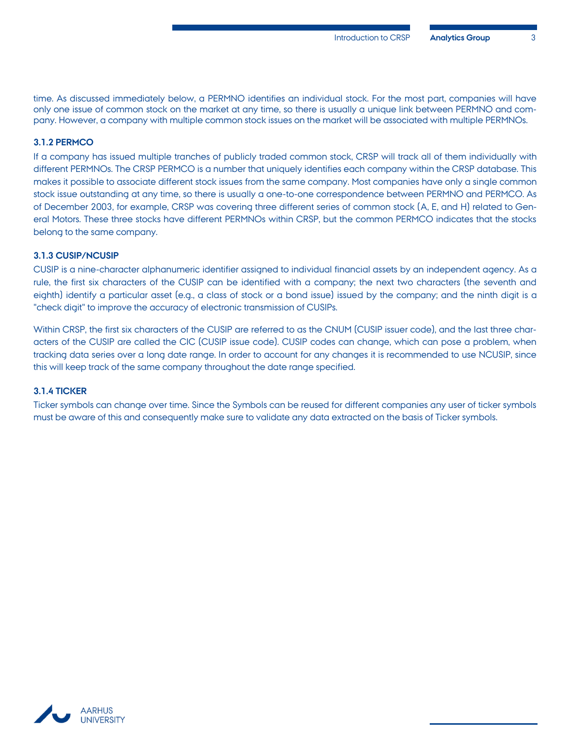time. As discussed immediately below, a PERMNO identifies an individual stock. For the most part, companies will have only one issue of common stock on the market at any time, so there is usually a unique link between PERMNO and company. However, a company with multiple common stock issues on the market will be associated with multiple PERMNOs.

### 3.1.2 PERMCO

If a company has issued multiple tranches of publicly traded common stock, CRSP will track all of them individually with different PERMNOs. The CRSP PERMCO is a number that uniquely identifies each company within the CRSP database. This makes it possible to associate different stock issues from the same company. Most companies have only a single common stock issue outstanding at any time, so there is usually a one-to-one correspondence between PERMNO and PERMCO. As of December 2003, for example, CRSP was covering three different series of common stock (A, E, and H) related to General Motors. These three stocks have different PERMNOs within CRSP, but the common PERMCO indicates that the stocks belong to the same company.

### 3.1.3 CUSIP/NCUSIP

CUSIP is a nine-character alphanumeric identifier assigned to individual financial assets by an independent agency. As a rule, the first six characters of the CUSIP can be identified with a company; the next two characters (the seventh and eighth) identify a particular asset (e.g., a class of stock or a bond issue) issued by the company; and the ninth digit is a "check digit" to improve the accuracy of electronic transmission of CUSIPs.

Within CRSP, the first six characters of the CUSIP are referred to as the CNUM (CUSIP issuer code), and the last three characters of the CUSIP are called the CIC (CUSIP issue code). CUSIP codes can change, which can pose a problem, when tracking data series over a long date range. In order to account for any changes it is recommended to use NCUSIP, since this will keep track of the same company throughout the date range specified.

### 3.1.4 TICKER

Ticker symbols can change over time. Since the Symbols can be reused for different companies any user of ticker symbols must be aware of this and consequently make sure to validate any data extracted on the basis of Ticker symbols.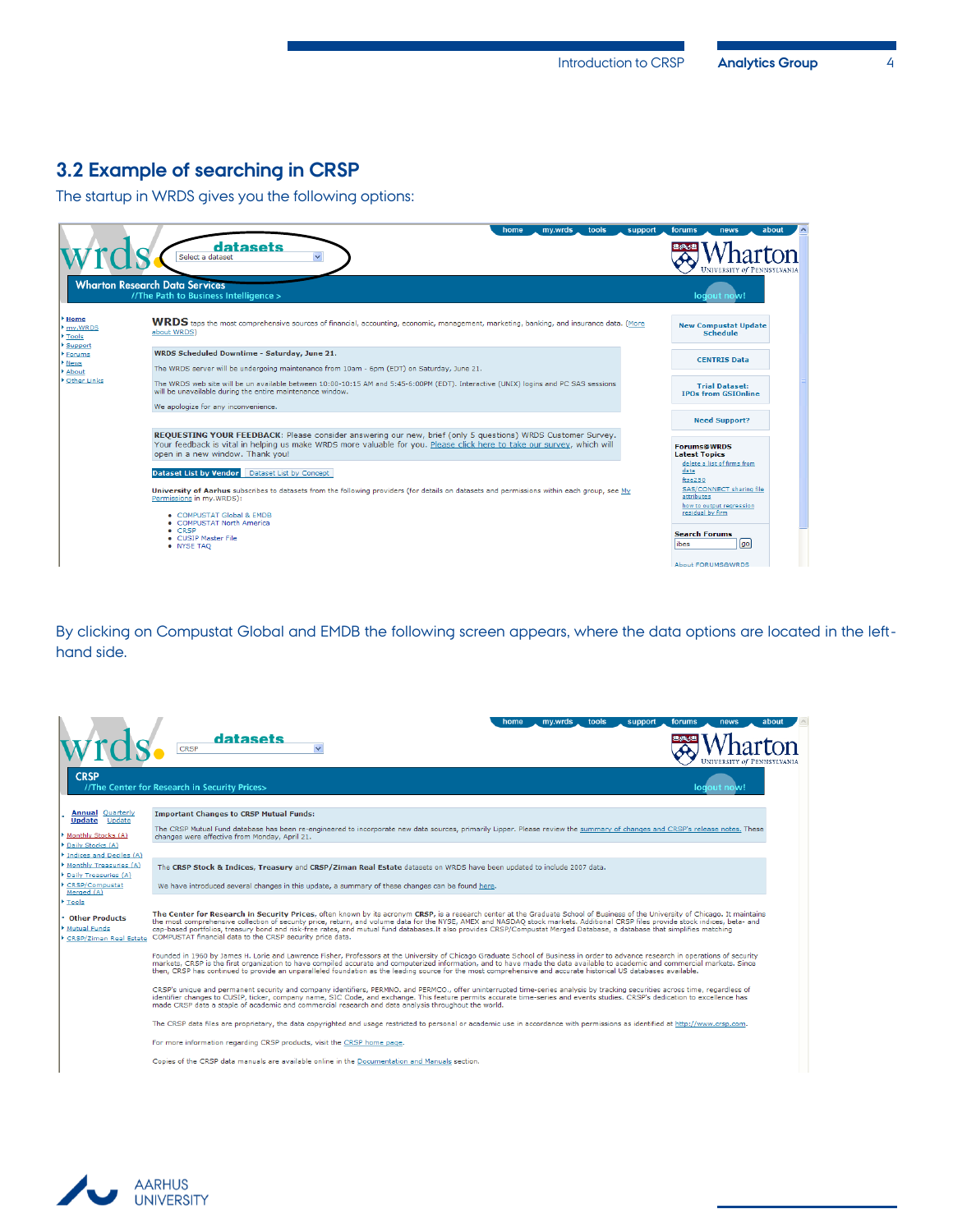## 3.2 Example of searching in CRSP

The startup in WRDS gives you the following options:

By clicking on Compustat Global and EMDB the following screen appears, where the data options are located in the left-hand side.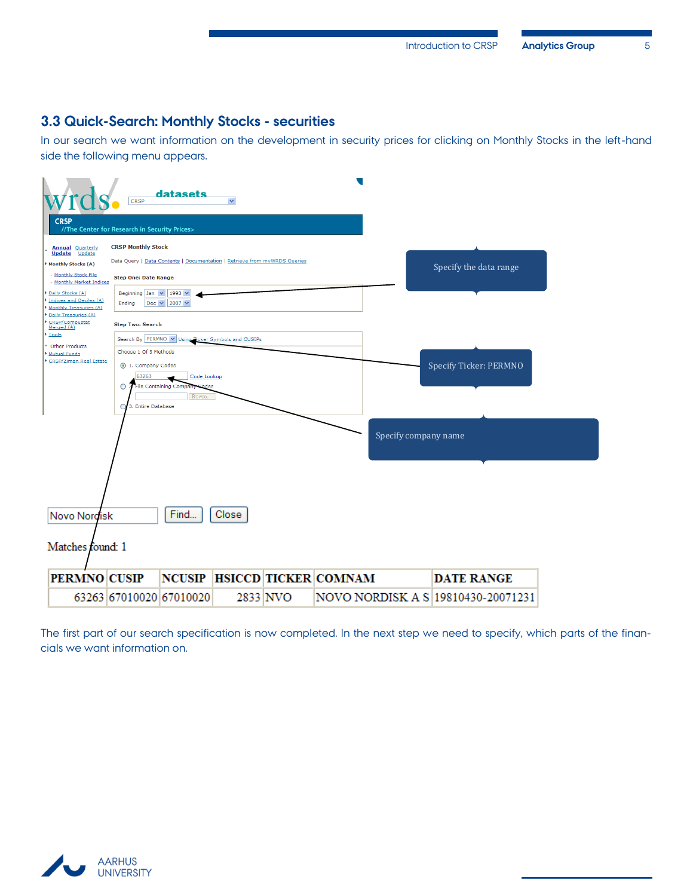## 3.3 Quick-Search: Monthly Stocks - securities

In our search we want information on the development in security prices for clicking on Monthly Stocks in the left-hand side the following menu appears.

Specify the data range

Specify Ticker: PERMNO

Specify company name

Novo Nordisk   Find...   Close

Matches found: 1

| PERMNO | CUSIP | NCUSIP | HSICCD | TICKER | COMNAM | DATE RANGE |
|---|---|---|---|---|---|---|
| 63263 | 67010020 | 67010020 | 2833 | NVO | NOVO NORDISK A S | 19810430-20071231 |

The first part of our search specification is now completed. In the next step we need to specify, which parts of the financials we want information on.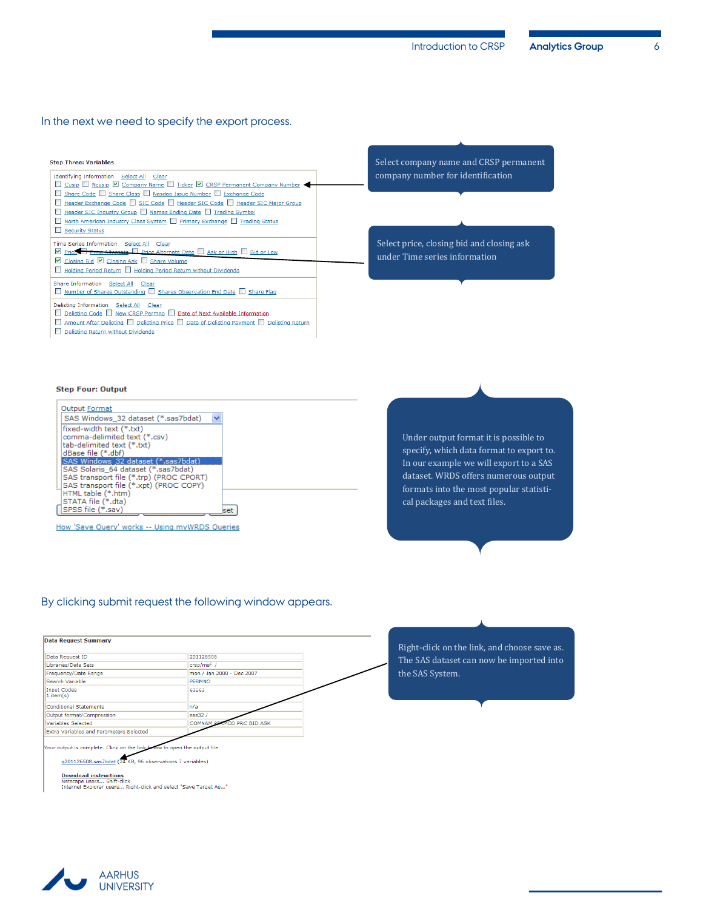In the next we need to specify the export process.

**Step Three: Variables**

Identifying Information Select All Clear

- [ ] Cusip
- [ ] Ncusip
- [x] Company Name
- [ ] Ticker
- [x] CRSP Permanent Company Number
- [ ] Share Code
- [ ] Share Class
- [ ] Nasdaq Issue Number
- [ ] Exchange Code
- [ ] Header Exchange Code
- [ ] SIC Code
- [ ] Header SIC Code
- [ ] Header SIC Major Group
- [ ] Header SIC Industry Group
- [ ] Names Ending Date
- [ ] Trading Symbol
- [ ] North American Industry Class System
- [ ] Primary Exchange
- [ ] Trading Status
- [ ] Security Status

Time Series Information Select All Clear

- [x] Price
- [ ] Price Alternate
- [ ] Price Alternate Date
- [ ] Ask or High
- [ ] Bid or Low
- [x] Closing Bid
- [x] Closing Ask
- [ ] Share Volume
- [ ] Holding Period Return
- [ ] Holding Period Return without Dividends

Share Information Select All Clear

- [ ] Number of Shares Outstanding
- [ ] Shares Observation End Date
- [ ] Share Flag

Delisting Information Select All Clear

- [ ] Delisting Code
- [ ] New CRSP Permno
- [ ] Date of Next Available Information
- [ ] Amount After Delisting
- [ ] Delisting Price
- [ ] Date of Delisting Payment
- [ ] Delisting Return
- [ ] Delisting Return without Dividends

Select company name and CRSP permanent company number for identification

Select price, closing bid and closing ask under Time series information

**Step Four: Output**

Output Format

SAS Windows_32 dataset (*.sas7bdat)

- fixed-width text (*.txt)
- comma-delimited text (*.csv)
- tab-delimited text (*.txt)
- dBase file (*.dbf)
- SAS Windows_32 dataset (*.sas7bdat)
- SAS Solaris_64 dataset (*.sas7bdat)
- SAS transport file (*.trp) (PROC CPORT)
- SAS transport file (*.xpt) (PROC COPY)
- HTML table (*.htm)
- STATA file (*.dta)
- SPSS file (*.sav)

How 'Save Query' works -- Using myWRDS Queries

Under output format it is possible to specify, which data format to export to. In our example we will export to a SAS dataset. WRDS offers numerous output formats into the most popular statistical packages and text files.

By clicking submit request the following window appears.

**Data Request Summary**

| | |
|---|---|
| Data Request ID | 201126508 |
| Libraries/Data Sets | crsp/msf / |
| Frequency/Date Range | mon / Jan 2000 - Dec 2007 |
| Search Variable | PERMNO |
| Input Codes<br>1 item(s) | 63263 |
| Conditional Statements | n/a |
| Output format/Compression | sas32 / |
| Variables Selected | COMNAM PERMCO PRC BID ASK |
| Extra Variables and Parameters Selected | |

Your output is complete. Click on the link below to open the output file.

q201126508.sas7bdat (24 KB, 96 observations 7 variables)

**Download instructions**
Netscape users... Shift-click
Internet Explorer users... Right-click and select "Save Target As..."

Right-click on the link, and choose save as. The SAS dataset can now be imported into the SAS System.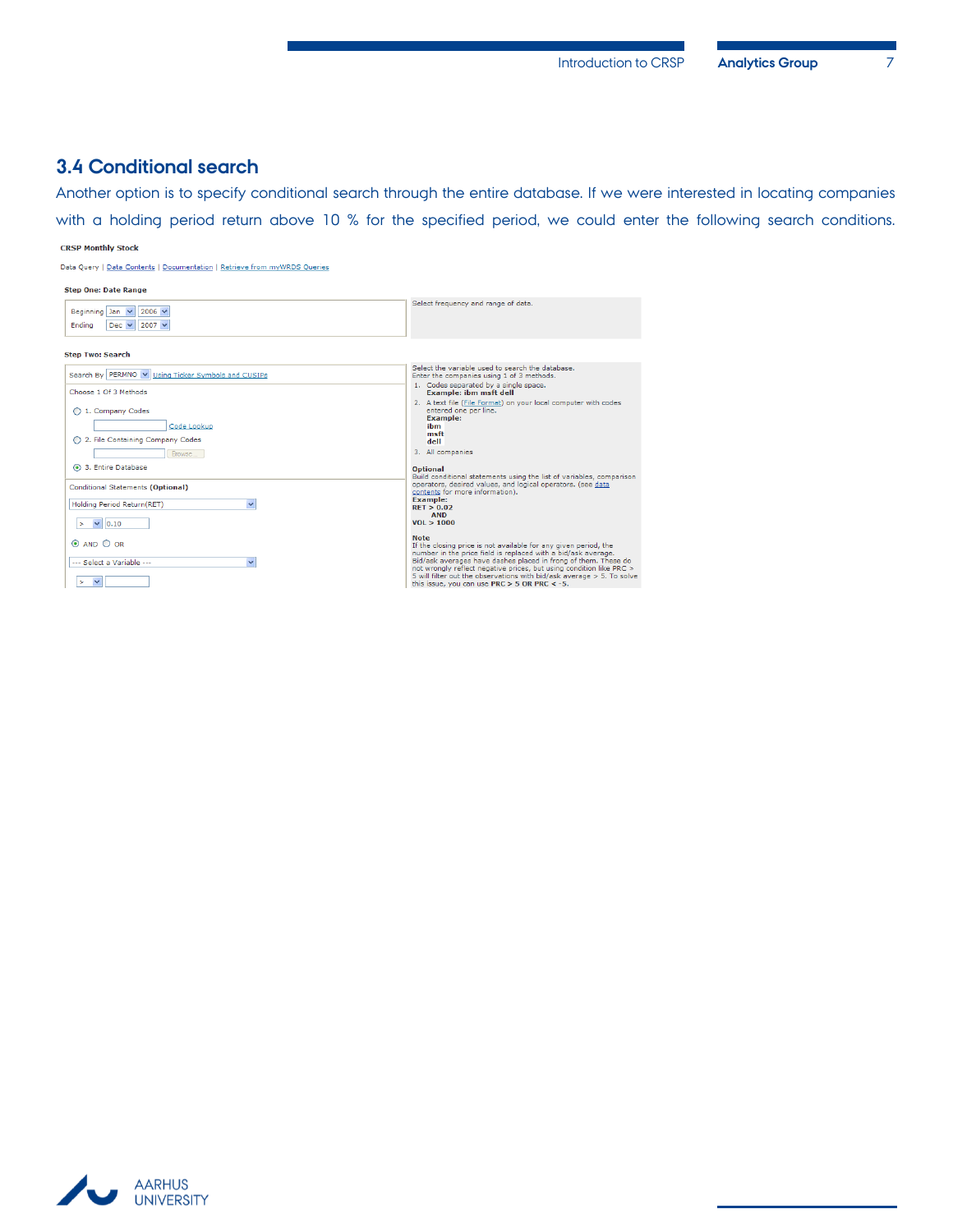## 3.4 Conditional search

Another option is to specify conditional search through the entire database. If we were interested in locating companies with a holding period return above 10 % for the specified period, we could enter the following search conditions.

**CRSP Monthly Stock**

Data Query | Data Contents | Documentation | Retrieve from myWRDS Queries

**Step One: Date Range**

Beginning Jan 2006
Ending Dec 2007

Select frequency and range of data.

**Step Two: Search**

Search By PERMNO Using Ticker Symbols and CUSIPs

Choose 1 Of 3 Methods

1. Company Codes
Code Lookup

2. File Containing Company Codes
Browse...

3. Entire Database

Conditional Statements **(Optional)**

Holding Period Return(RET)

> 0.10

AND OR

--- Select a Variable ---

>

Select the variable used to search the database.
Enter the companies using 1 of 3 methods.

1. Codes separated by a single space.
   **Example: ibm msft dell**
2. A text file (File Format) on your local computer with codes entered one per line.
   **Example:**
   **ibm**
   **msft**
   **dell**
3. All companies

**Optional**
Build conditional statements using the list of variables, comparison operators, desired values, and logical operators. (see data contents for more information).
**Example:**
**RET > 0.02**
**AND**
**VOL > 1000**

**Note**
If the closing price is not available for any given period, the number in the price field is replaced with a bid/ask average. Bid/ask averages have dashes placed in frong of them. These do not wrongly reflect negative prices, but using condition like PRC > 5 will filter out the observations with bid/ask average > 5. To solve this issue, you can use **PRC > 5 OR PRC < -5.**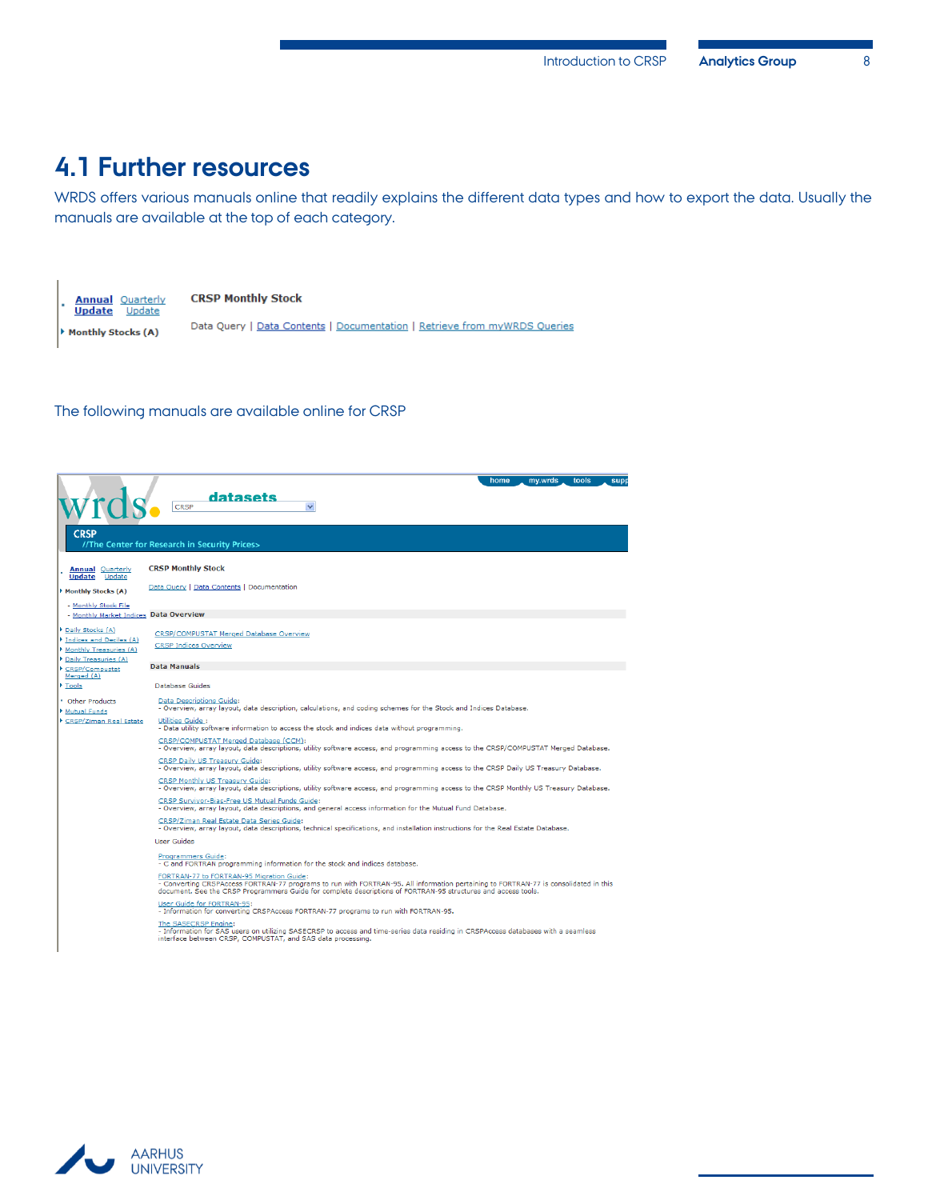## 4.1 Further resources

WRDS offers various manuals online that readily explains the different data types and how to export the data. Usually the manuals are available at the top of each category.

- Annual Update Quarterly Update
- Monthly Stocks (A)

**CRSP Monthly Stock**

Data Query | Data Contents | Documentation | Retrieve from myWRDS Queries

The following manuals are available online for CRSP

home | my.wrds | tools | supp

wrds. datasets CRSP

**CRSP**
//The Center for Research in Security Prices>

- Annual Update Quarterly Update
- Monthly Stocks (A)
  - Monthly Stock File
  - Monthly Market Indices
- Daily Stocks (A)
- Indices and Deciles (A)
- Monthly Treasuries (A)
- Daily Treasuries (A)
- CRSP/Compustat Merged (A)
- Tools
- Other Products
- Mutual Funds
- CRSP/Ziman Real Estate

**CRSP Monthly Stock**

Data Query | Data Contents | Documentation

**Data Overview**

CRSP/COMPUSTAT Merged Database Overview
CRSP Indices Overview

**Data Manuals**

Database Guides

Data Descriptions Guide:
- Overview, array layout, data description, calculations, and coding schemes for the Stock and Indices Database.

Utilities Guide :
- Data utility software information to access the stock and indices data without programming.

CRSP/COMPUSTAT Merged Database (CCM):
- Overview, array layout, data descriptions, utility software access, and programming access to the CRSP/COMPUSTAT Merged Database.

CRSP Daily US Treasury Guide:
- Overview, array layout, data descriptions, utility software access, and programming access to the CRSP Daily US Treasury Database.

CRSP Monthly US Treasury Guide:
- Overview, array layout, data descriptions, utility software access, and programming access to the CRSP Monthly US Treasury Database.

CRSP Survivor-Bias-Free US Mutual Funds Guide:
- Overview, array layout, data descriptions, and general access information for the Mutual Fund Database.

CRSP/Ziman Real Estate Data Series Guide:
- Overview, array layout, data descriptions, technical specifications, and installation instructions for the Real Estate Database.

User Guides

Programmers Guide:
- C and FORTRAN programming information for the stock and indices database.

FORTRAN-77 to FORTRAN-95 Migration Guide:
- Converting CRSPAccess FORTRAN-77 programs to run with FORTRAN-95. All information pertaining to FORTRAN-77 is consolidated in this document. See the CRSP Programmers Guide for complete descriptions of FORTRAN-95 structures and access tools.

User Guide for FORTRAN-95:
- Information for converting CRSPAccess FORTRAN-77 programs to run with FORTRAN-95.

The SASECRSP Engine:
- Information for SAS users on utilizing SASECRSP to access and time-series data residing in CRSPAccess databases with a seamless interface between CRSP, COMPUSTAT, and SAS data processing.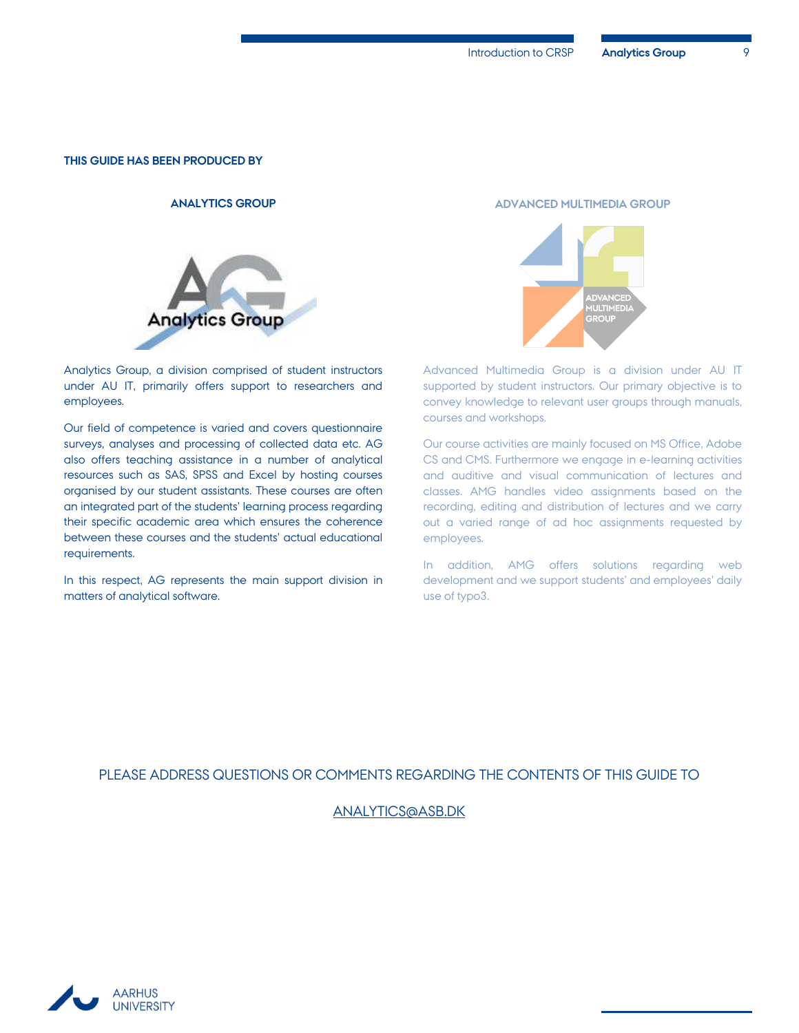## THIS GUIDE HAS BEEN PRODUCED BY

### ANALYTICS GROUP

Analytics Group, a division comprised of student instructors under AU IT, primarily offers support to researchers and employees.

Our field of competence is varied and covers questionnaire surveys, analyses and processing of collected data etc. AG also offers teaching assistance in a number of analytical resources such as SAS, SPSS and Excel by hosting courses organised by our student assistants. These courses are often an integrated part of the students' learning process regarding their specific academic area which ensures the coherence between these courses and the students' actual educational requirements.

In this respect, AG represents the main support division in matters of analytical software.

### ADVANCED MULTIMEDIA GROUP

Advanced Multimedia Group is a division under AU IT supported by student instructors. Our primary objective is to convey knowledge to relevant user groups through manuals, courses and workshops.

Our course activities are mainly focused on MS Office, Adobe CS and CMS. Furthermore we engage in e-learning activities and auditive and visual communication of lectures and classes. AMG handles video assignments based on the recording, editing and distribution of lectures and we carry out a varied range of ad hoc assignments requested by employees.

In addition, AMG offers solutions regarding web development and we support students' and employees' daily use of typo3.

PLEASE ADDRESS QUESTIONS OR COMMENTS REGARDING THE CONTENTS OF THIS GUIDE TO

ANALYTICS@ASB.DK